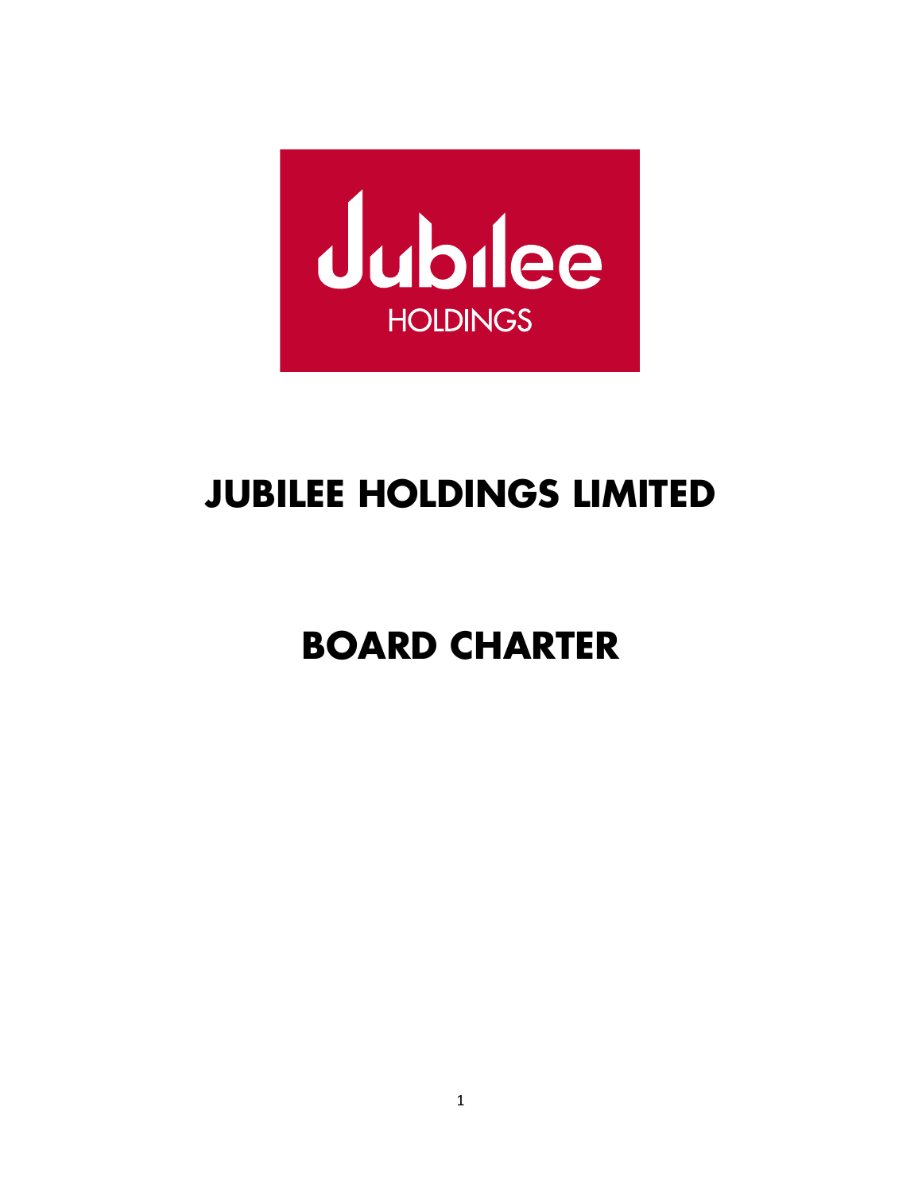# JUBILEE HOLDINGS LIMITED

# BOARD CHARTER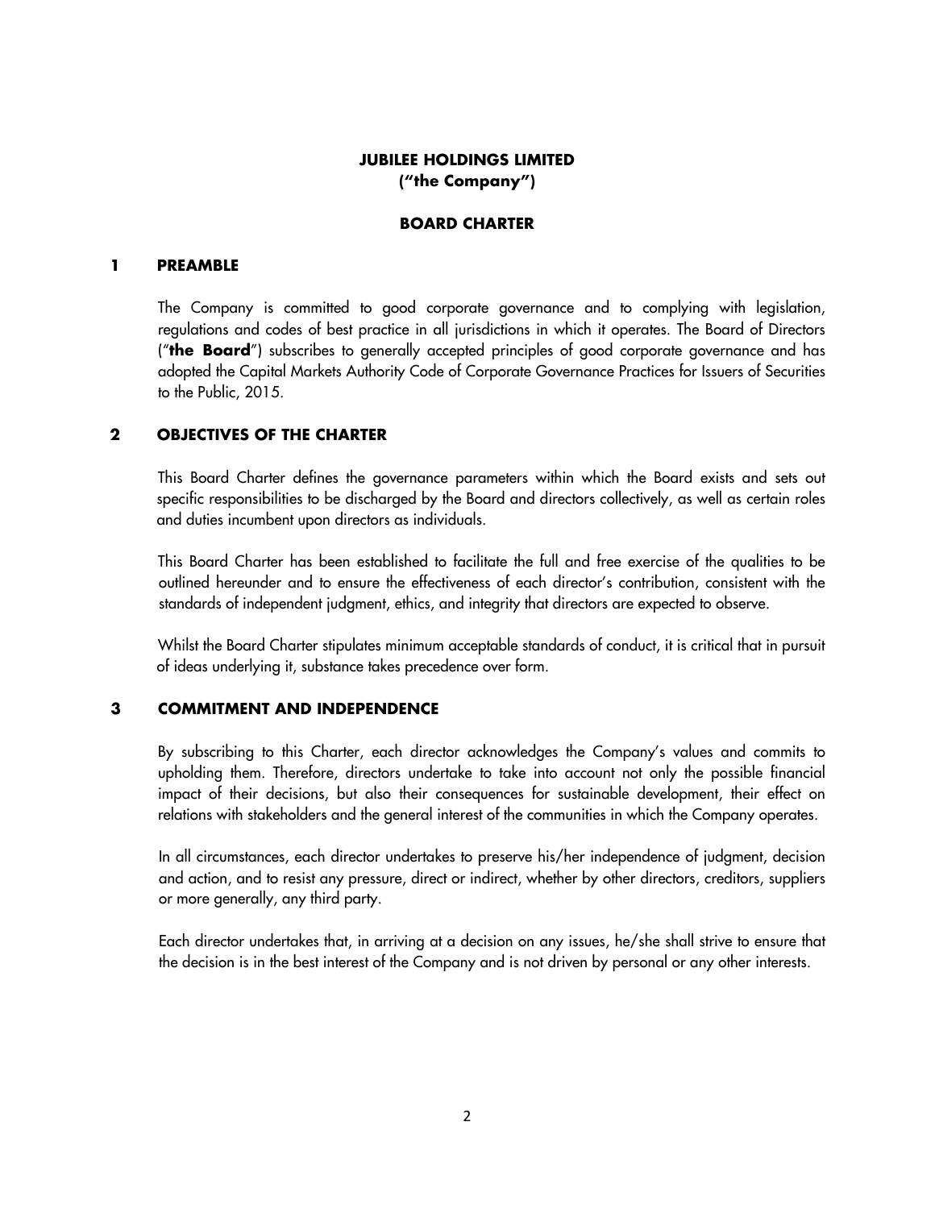# JUBILEE HOLDINGS LIMITED
# ("the Company")

## BOARD CHARTER

### 1 PREAMBLE

The Company is committed to good corporate governance and to complying with legislation, regulations and codes of best practice in all jurisdictions in which it operates. The Board of Directors ("**the Board**") subscribes to generally accepted principles of good corporate governance and has adopted the Capital Markets Authority Code of Corporate Governance Practices for Issuers of Securities to the Public, 2015.

### 2 OBJECTIVES OF THE CHARTER

This Board Charter defines the governance parameters within which the Board exists and sets out specific responsibilities to be discharged by the Board and directors collectively, as well as certain roles and duties incumbent upon directors as individuals.

This Board Charter has been established to facilitate the full and free exercise of the qualities to be outlined hereunder and to ensure the effectiveness of each director's contribution, consistent with the standards of independent judgment, ethics, and integrity that directors are expected to observe.

Whilst the Board Charter stipulates minimum acceptable standards of conduct, it is critical that in pursuit of ideas underlying it, substance takes precedence over form.

### 3 COMMITMENT AND INDEPENDENCE

By subscribing to this Charter, each director acknowledges the Company's values and commits to upholding them. Therefore, directors undertake to take into account not only the possible financial impact of their decisions, but also their consequences for sustainable development, their effect on relations with stakeholders and the general interest of the communities in which the Company operates.

In all circumstances, each director undertakes to preserve his/her independence of judgment, decision and action, and to resist any pressure, direct or indirect, whether by other directors, creditors, suppliers or more generally, any third party.

Each director undertakes that, in arriving at a decision on any issues, he/she shall strive to ensure that the decision is in the best interest of the Company and is not driven by personal or any other interests.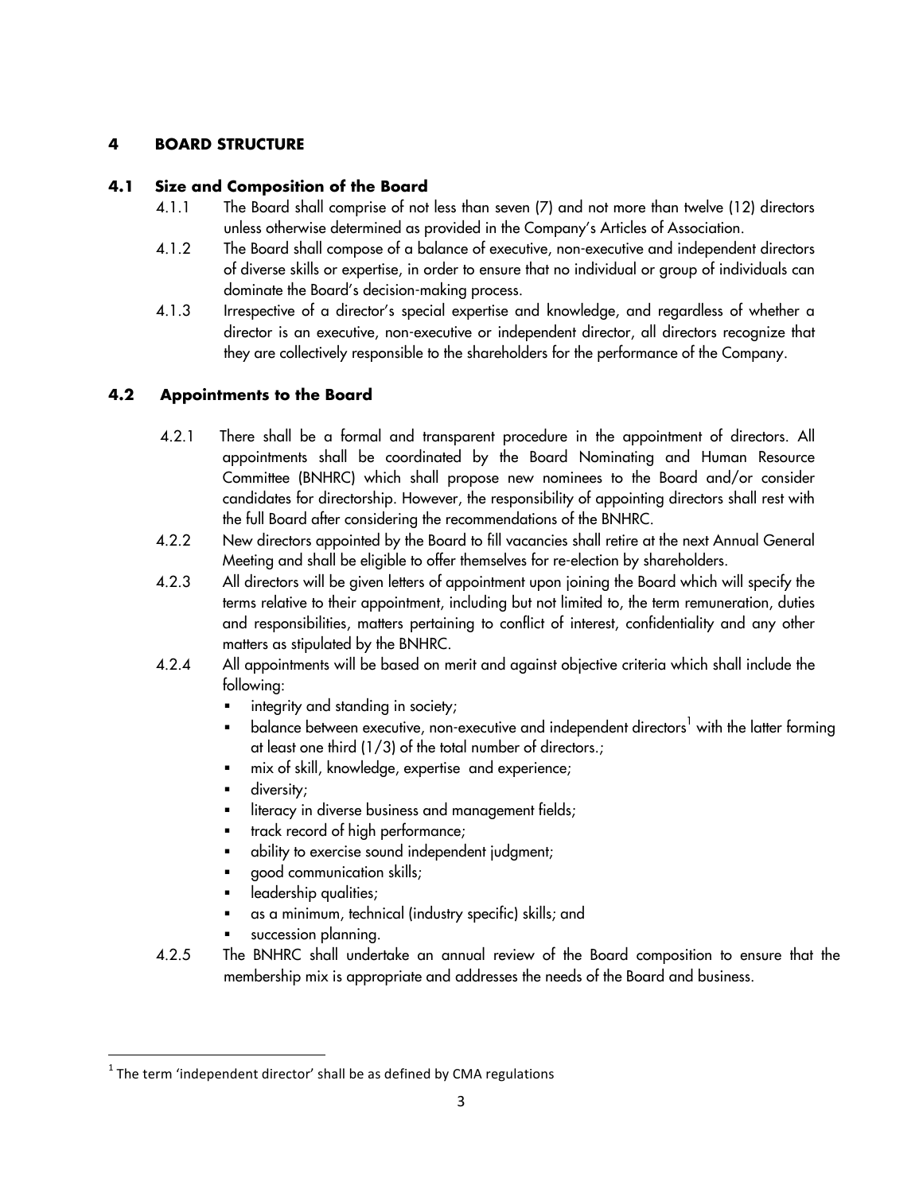## 4 BOARD STRUCTURE

### 4.1 Size and Composition of the Board

4.1.1 The Board shall comprise of not less than seven (7) and not more than twelve (12) directors unless otherwise determined as provided in the Company's Articles of Association.

4.1.2 The Board shall compose of a balance of executive, non-executive and independent directors of diverse skills or expertise, in order to ensure that no individual or group of individuals can dominate the Board's decision-making process.

4.1.3 Irrespective of a director's special expertise and knowledge, and regardless of whether a director is an executive, non-executive or independent director, all directors recognize that they are collectively responsible to the shareholders for the performance of the Company.

### 4.2 Appointments to the Board

4.2.1 There shall be a formal and transparent procedure in the appointment of directors. All appointments shall be coordinated by the Board Nominating and Human Resource Committee (BNHRC) which shall propose new nominees to the Board and/or consider candidates for directorship. However, the responsibility of appointing directors shall rest with the full Board after considering the recommendations of the BNHRC.

4.2.2 New directors appointed by the Board to fill vacancies shall retire at the next Annual General Meeting and shall be eligible to offer themselves for re-election by shareholders.

4.2.3 All directors will be given letters of appointment upon joining the Board which will specify the terms relative to their appointment, including but not limited to, the term remuneration, duties and responsibilities, matters pertaining to conflict of interest, confidentiality and any other matters as stipulated by the BNHRC.

4.2.4 All appointments will be based on merit and against objective criteria which shall include the following:

- integrity and standing in society;
- balance between executive, non-executive and independent directors[1] with the latter forming at least one third (1/3) of the total number of directors.;
- mix of skill, knowledge, expertise and experience;
- diversity;
- literacy in diverse business and management fields;
- track record of high performance;
- ability to exercise sound independent judgment;
- good communication skills;
- leadership qualities;
- as a minimum, technical (industry specific) skills; and
- succession planning.

4.2.5 The BNHRC shall undertake an annual review of the Board composition to ensure that the membership mix is appropriate and addresses the needs of the Board and business.

---

[1] The term 'independent director' shall be as defined by CMA regulations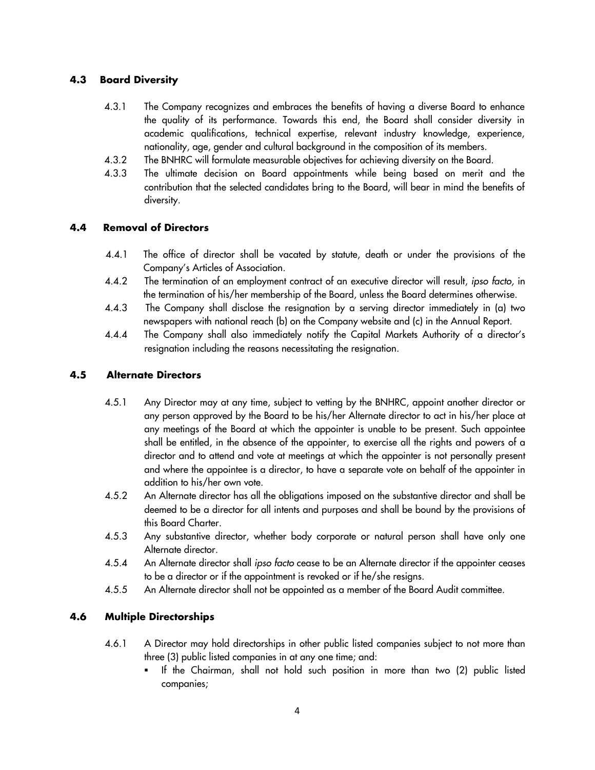### 4.3 Board Diversity

4.3.1 The Company recognizes and embraces the benefits of having a diverse Board to enhance the quality of its performance. Towards this end, the Board shall consider diversity in academic qualifications, technical expertise, relevant industry knowledge, experience, nationality, age, gender and cultural background in the composition of its members.

4.3.2 The BNHRC will formulate measurable objectives for achieving diversity on the Board.

4.3.3 The ultimate decision on Board appointments while being based on merit and the contribution that the selected candidates bring to the Board, will bear in mind the benefits of diversity.

### 4.4 Removal of Directors

4.4.1 The office of director shall be vacated by statute, death or under the provisions of the Company's Articles of Association.

4.4.2 The termination of an employment contract of an executive director will result, *ipso facto,* in the termination of his/her membership of the Board, unless the Board determines otherwise.

4.4.3 The Company shall disclose the resignation by a serving director immediately in (a) two newspapers with national reach (b) on the Company website and (c) in the Annual Report.

4.4.4 The Company shall also immediately notify the Capital Markets Authority of a director's resignation including the reasons necessitating the resignation.

### 4.5 Alternate Directors

4.5.1 Any Director may at any time, subject to vetting by the BNHRC, appoint another director or any person approved by the Board to be his/her Alternate director to act in his/her place at any meetings of the Board at which the appointer is unable to be present. Such appointee shall be entitled, in the absence of the appointer, to exercise all the rights and powers of a director and to attend and vote at meetings at which the appointer is not personally present and where the appointee is a director, to have a separate vote on behalf of the appointer in addition to his/her own vote.

4.5.2 An Alternate director has all the obligations imposed on the substantive director and shall be deemed to be a director for all intents and purposes and shall be bound by the provisions of this Board Charter.

4.5.3 Any substantive director, whether body corporate or natural person shall have only one Alternate director.

4.5.4 An Alternate director shall *ipso facto* cease to be an Alternate director if the appointer ceases to be a director or if the appointment is revoked or if he/she resigns.

4.5.5 An Alternate director shall not be appointed as a member of the Board Audit committee.

### 4.6 Multiple Directorships

4.6.1 A Director may hold directorships in other public listed companies subject to not more than three (3) public listed companies in at any one time; and:

- If the Chairman, shall not hold such position in more than two (2) public listed companies;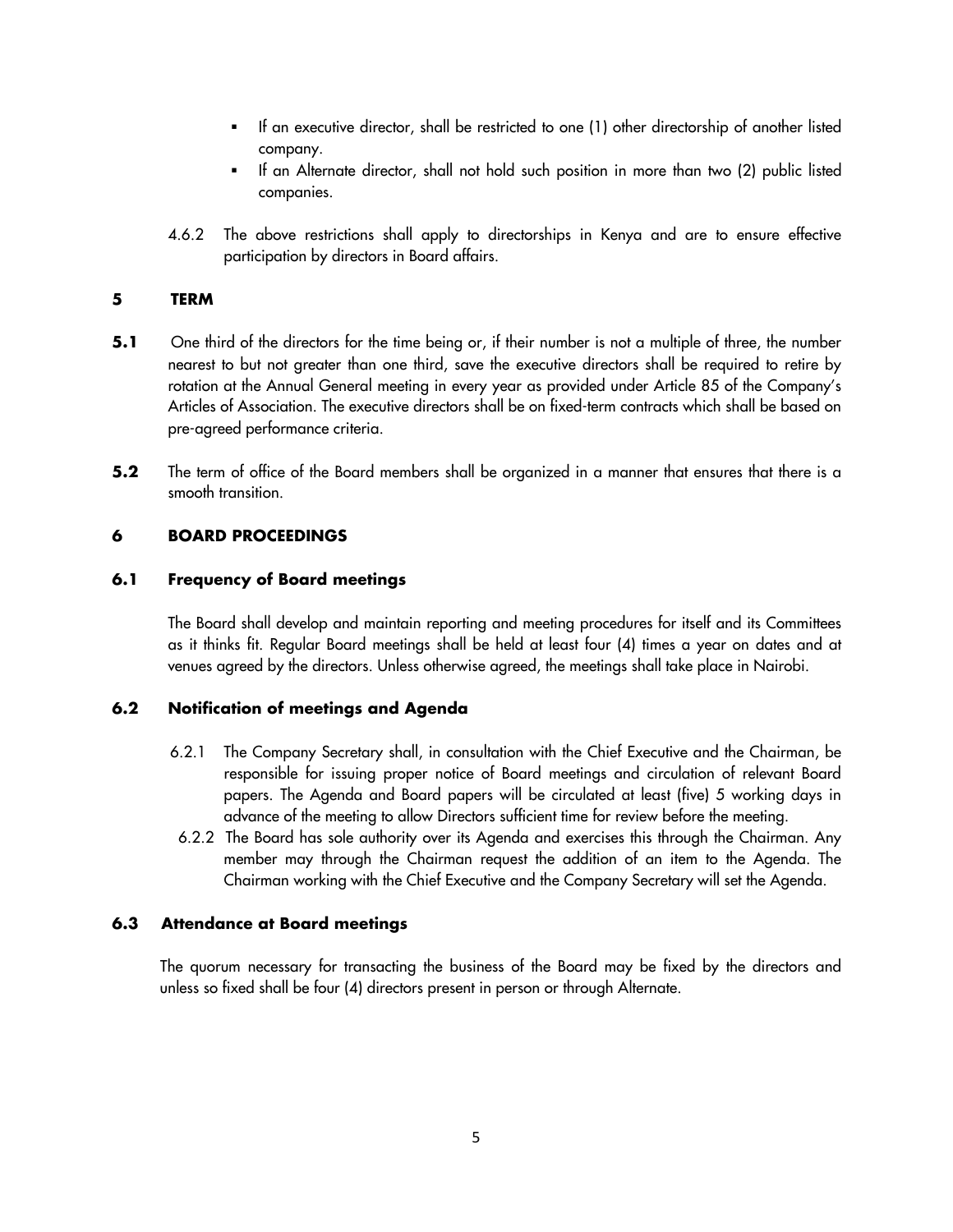- If an executive director, shall be restricted to one (1) other directorship of another listed company.
- If an Alternate director, shall not hold such position in more than two (2) public listed companies.

4.6.2 The above restrictions shall apply to directorships in Kenya and are to ensure effective participation by directors in Board affairs.

## 5 TERM

**5.1** One third of the directors for the time being or, if their number is not a multiple of three, the number nearest to but not greater than one third, save the executive directors shall be required to retire by rotation at the Annual General meeting in every year as provided under Article 85 of the Company's Articles of Association. The executive directors shall be on fixed-term contracts which shall be based on pre-agreed performance criteria.

**5.2** The term of office of the Board members shall be organized in a manner that ensures that there is a smooth transition.

## 6 BOARD PROCEEDINGS

### 6.1 Frequency of Board meetings

The Board shall develop and maintain reporting and meeting procedures for itself and its Committees as it thinks fit. Regular Board meetings shall be held at least four (4) times a year on dates and at venues agreed by the directors. Unless otherwise agreed, the meetings shall take place in Nairobi.

### 6.2 Notification of meetings and Agenda

6.2.1 The Company Secretary shall, in consultation with the Chief Executive and the Chairman, be responsible for issuing proper notice of Board meetings and circulation of relevant Board papers. The Agenda and Board papers will be circulated at least (five) 5 working days in advance of the meeting to allow Directors sufficient time for review before the meeting.

6.2.2 The Board has sole authority over its Agenda and exercises this through the Chairman. Any member may through the Chairman request the addition of an item to the Agenda. The Chairman working with the Chief Executive and the Company Secretary will set the Agenda.

### 6.3 Attendance at Board meetings

The quorum necessary for transacting the business of the Board may be fixed by the directors and unless so fixed shall be four (4) directors present in person or through Alternate.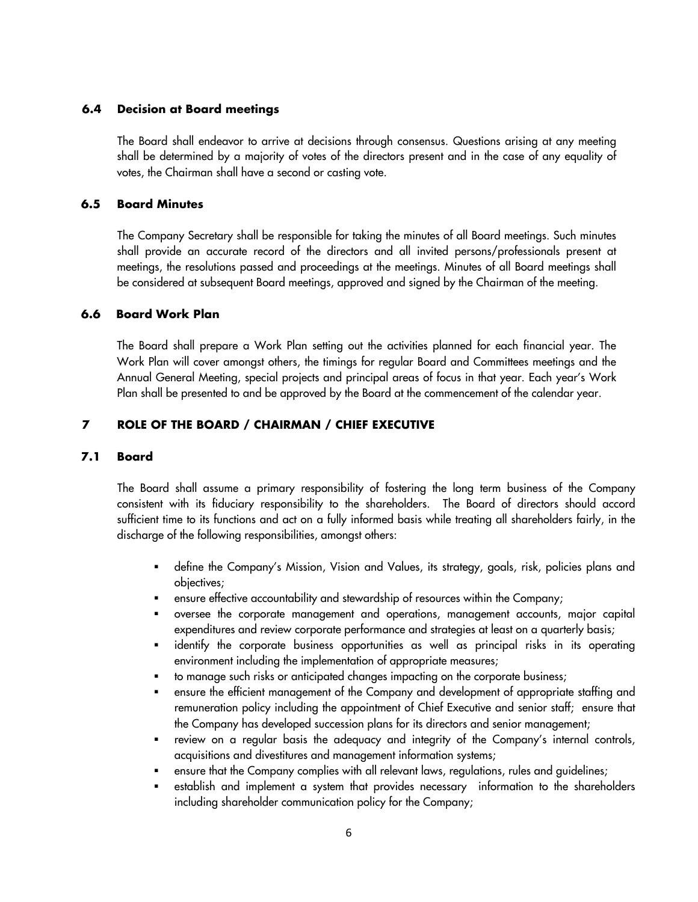### 6.4 Decision at Board meetings

The Board shall endeavor to arrive at decisions through consensus. Questions arising at any meeting shall be determined by a majority of votes of the directors present and in the case of any equality of votes, the Chairman shall have a second or casting vote.

### 6.5 Board Minutes

The Company Secretary shall be responsible for taking the minutes of all Board meetings. Such minutes shall provide an accurate record of the directors and all invited persons/professionals present at meetings, the resolutions passed and proceedings at the meetings. Minutes of all Board meetings shall be considered at subsequent Board meetings, approved and signed by the Chairman of the meeting.

### 6.6 Board Work Plan

The Board shall prepare a Work Plan setting out the activities planned for each financial year. The Work Plan will cover amongst others, the timings for regular Board and Committees meetings and the Annual General Meeting, special projects and principal areas of focus in that year. Each year's Work Plan shall be presented to and be approved by the Board at the commencement of the calendar year.

## 7 ROLE OF THE BOARD / CHAIRMAN / CHIEF EXECUTIVE

### 7.1 Board

The Board shall assume a primary responsibility of fostering the long term business of the Company consistent with its fiduciary responsibility to the shareholders. The Board of directors should accord sufficient time to its functions and act on a fully informed basis while treating all shareholders fairly, in the discharge of the following responsibilities, amongst others:

- define the Company's Mission, Vision and Values, its strategy, goals, risk, policies plans and objectives;
- ensure effective accountability and stewardship of resources within the Company;
- oversee the corporate management and operations, management accounts, major capital expenditures and review corporate performance and strategies at least on a quarterly basis;
- identify the corporate business opportunities as well as principal risks in its operating environment including the implementation of appropriate measures;
- to manage such risks or anticipated changes impacting on the corporate business;
- ensure the efficient management of the Company and development of appropriate staffing and remuneration policy including the appointment of Chief Executive and senior staff; ensure that the Company has developed succession plans for its directors and senior management;
- review on a regular basis the adequacy and integrity of the Company's internal controls, acquisitions and divestitures and management information systems;
- ensure that the Company complies with all relevant laws, regulations, rules and guidelines;
- establish and implement a system that provides necessary information to the shareholders including shareholder communication policy for the Company;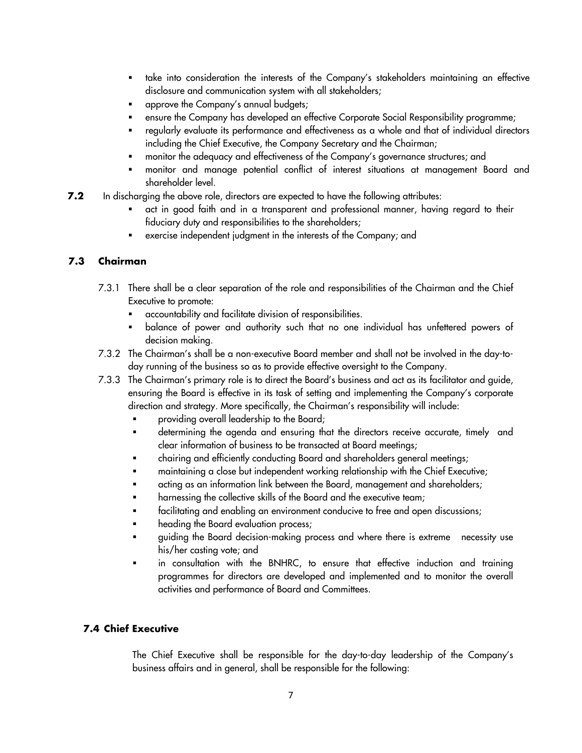- take into consideration the interests of the Company's stakeholders maintaining an effective disclosure and communication system with all stakeholders;
- approve the Company's annual budgets;
- ensure the Company has developed an effective Corporate Social Responsibility programme;
- regularly evaluate its performance and effectiveness as a whole and that of individual directors including the Chief Executive, the Company Secretary and the Chairman;
- monitor the adequacy and effectiveness of the Company's governance structures; and
- monitor and manage potential conflict of interest situations at management Board and shareholder level.

**7.2** In discharging the above role, directors are expected to have the following attributes:

- act in good faith and in a transparent and professional manner, having regard to their fiduciary duty and responsibilities to the shareholders;
- exercise independent judgment in the interests of the Company; and

### 7.3 Chairman

7.3.1 There shall be a clear separation of the role and responsibilities of the Chairman and the Chief Executive to promote:

- accountability and facilitate division of responsibilities.
- balance of power and authority such that no one individual has unfettered powers of decision making.

7.3.2 The Chairman's shall be a non-executive Board member and shall not be involved in the day-to-day running of the business so as to provide effective oversight to the Company.

7.3.3 The Chairman's primary role is to direct the Board's business and act as its facilitator and guide, ensuring the Board is effective in its task of setting and implementing the Company's corporate direction and strategy. More specifically, the Chairman's responsibility will include:

- providing overall leadership to the Board;
- determining the agenda and ensuring that the directors receive accurate, timely and clear information of business to be transacted at Board meetings;
- chairing and efficiently conducting Board and shareholders general meetings;
- maintaining a close but independent working relationship with the Chief Executive;
- acting as an information link between the Board, management and shareholders;
- harnessing the collective skills of the Board and the executive team;
- facilitating and enabling an environment conducive to free and open discussions;
- heading the Board evaluation process;
- guiding the Board decision-making process and where there is extreme necessity use his/her casting vote; and
- in consultation with the BNHRC, to ensure that effective induction and training programmes for directors are developed and implemented and to monitor the overall activities and performance of Board and Committees.

### 7.4 Chief Executive

The Chief Executive shall be responsible for the day-to-day leadership of the Company's business affairs and in general, shall be responsible for the following: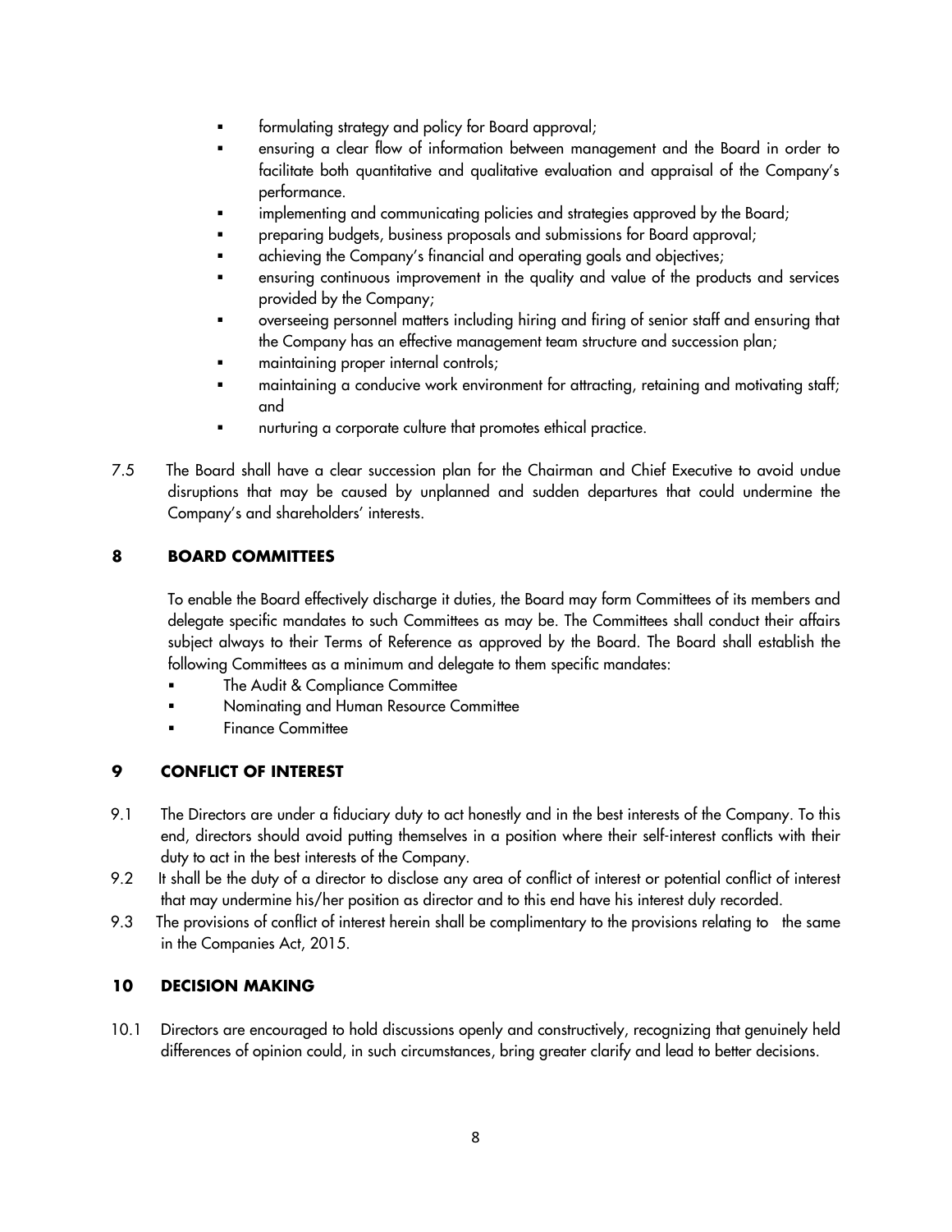- formulating strategy and policy for Board approval;
- ensuring a clear flow of information between management and the Board in order to facilitate both quantitative and qualitative evaluation and appraisal of the Company's performance.
- implementing and communicating policies and strategies approved by the Board;
- preparing budgets, business proposals and submissions for Board approval;
- achieving the Company's financial and operating goals and objectives;
- ensuring continuous improvement in the quality and value of the products and services provided by the Company;
- overseeing personnel matters including hiring and firing of senior staff and ensuring that the Company has an effective management team structure and succession plan;
- maintaining proper internal controls;
- maintaining a conducive work environment for attracting, retaining and motivating staff; and
- nurturing a corporate culture that promotes ethical practice.

7.5 The Board shall have a clear succession plan for the Chairman and Chief Executive to avoid undue disruptions that may be caused by unplanned and sudden departures that could undermine the Company's and shareholders' interests.

## 8 BOARD COMMITTEES

To enable the Board effectively discharge it duties, the Board may form Committees of its members and delegate specific mandates to such Committees as may be. The Committees shall conduct their affairs subject always to their Terms of Reference as approved by the Board. The Board shall establish the following Committees as a minimum and delegate to them specific mandates:

- The Audit & Compliance Committee
- Nominating and Human Resource Committee
- Finance Committee

## 9 CONFLICT OF INTEREST

9.1 The Directors are under a fiduciary duty to act honestly and in the best interests of the Company. To this end, directors should avoid putting themselves in a position where their self-interest conflicts with their duty to act in the best interests of the Company.

9.2 It shall be the duty of a director to disclose any area of conflict of interest or potential conflict of interest that may undermine his/her position as director and to this end have his interest duly recorded.

9.3 The provisions of conflict of interest herein shall be complimentary to the provisions relating to the same in the Companies Act, 2015.

## 10 DECISION MAKING

10.1 Directors are encouraged to hold discussions openly and constructively, recognizing that genuinely held differences of opinion could, in such circumstances, bring greater clarify and lead to better decisions.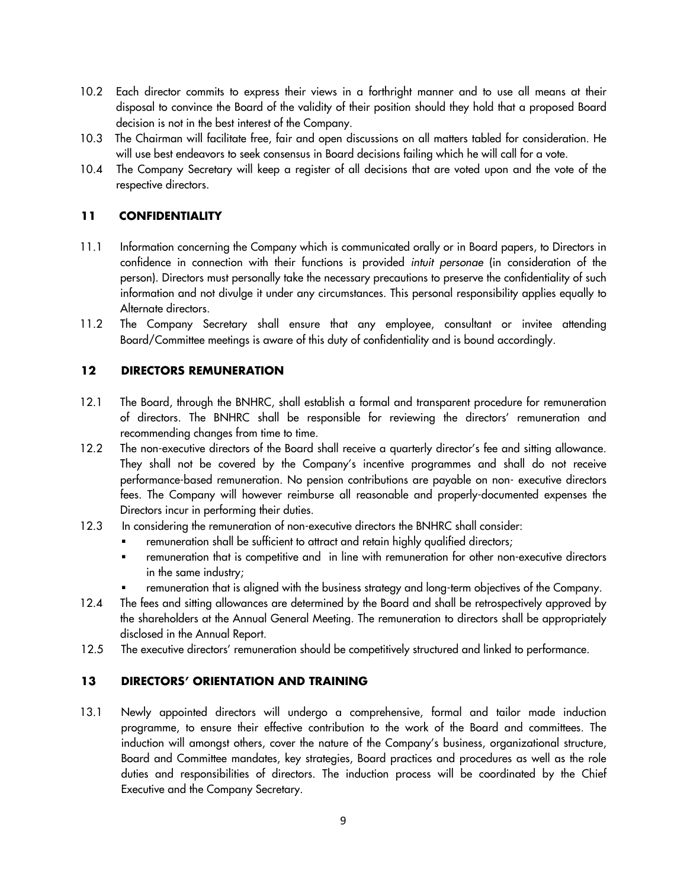10.2 Each director commits to express their views in a forthright manner and to use all means at their disposal to convince the Board of the validity of their position should they hold that a proposed Board decision is not in the best interest of the Company.

10.3 The Chairman will facilitate free, fair and open discussions on all matters tabled for consideration. He will use best endeavors to seek consensus in Board decisions failing which he will call for a vote.

10.4 The Company Secretary will keep a register of all decisions that are voted upon and the vote of the respective directors.

## 11 CONFIDENTIALITY

11.1 Information concerning the Company which is communicated orally or in Board papers, to Directors in confidence in connection with their functions is provided *intuit personae* (in consideration of the person). Directors must personally take the necessary precautions to preserve the confidentiality of such information and not divulge it under any circumstances. This personal responsibility applies equally to Alternate directors.

11.2 The Company Secretary shall ensure that any employee, consultant or invitee attending Board/Committee meetings is aware of this duty of confidentiality and is bound accordingly.

## 12 DIRECTORS REMUNERATION

12.1 The Board, through the BNHRC, shall establish a formal and transparent procedure for remuneration of directors. The BNHRC shall be responsible for reviewing the directors' remuneration and recommending changes from time to time.

12.2 The non-executive directors of the Board shall receive a quarterly director's fee and sitting allowance. They shall not be covered by the Company's incentive programmes and shall do not receive performance-based remuneration. No pension contributions are payable on non- executive directors fees. The Company will however reimburse all reasonable and properly-documented expenses the Directors incur in performing their duties.

12.3 In considering the remuneration of non-executive directors the BNHRC shall consider:

- remuneration shall be sufficient to attract and retain highly qualified directors;
- remuneration that is competitive and in line with remuneration for other non-executive directors in the same industry;
- remuneration that is aligned with the business strategy and long-term objectives of the Company.

12.4 The fees and sitting allowances are determined by the Board and shall be retrospectively approved by the shareholders at the Annual General Meeting. The remuneration to directors shall be appropriately disclosed in the Annual Report.

12.5 The executive directors' remuneration should be competitively structured and linked to performance.

## 13 DIRECTORS' ORIENTATION AND TRAINING

13.1 Newly appointed directors will undergo a comprehensive, formal and tailor made induction programme, to ensure their effective contribution to the work of the Board and committees. The induction will amongst others, cover the nature of the Company's business, organizational structure, Board and Committee mandates, key strategies, Board practices and procedures as well as the role duties and responsibilities of directors. The induction process will be coordinated by the Chief Executive and the Company Secretary.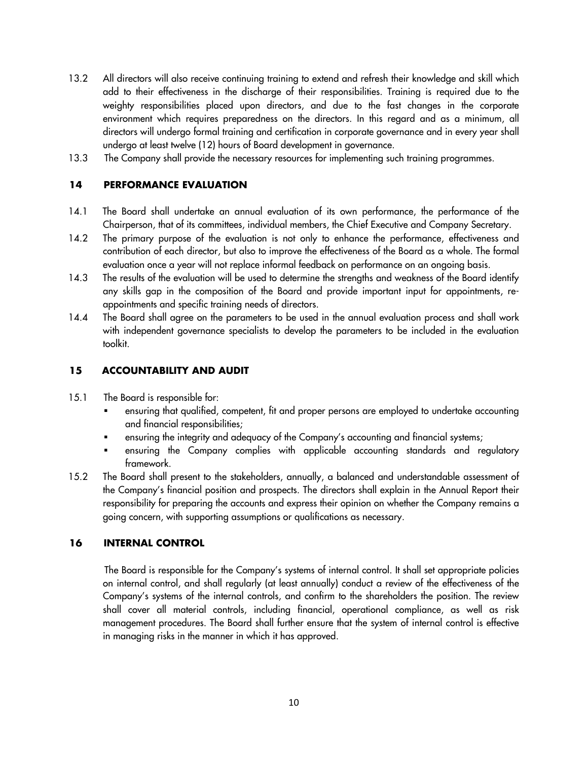13.2 All directors will also receive continuing training to extend and refresh their knowledge and skill which add to their effectiveness in the discharge of their responsibilities. Training is required due to the weighty responsibilities placed upon directors, and due to the fast changes in the corporate environment which requires preparedness on the directors. In this regard and as a minimum, all directors will undergo formal training and certification in corporate governance and in every year shall undergo at least twelve (12) hours of Board development in governance.

13.3 The Company shall provide the necessary resources for implementing such training programmes.

## 14 PERFORMANCE EVALUATION

14.1 The Board shall undertake an annual evaluation of its own performance, the performance of the Chairperson, that of its committees, individual members, the Chief Executive and Company Secretary.

14.2 The primary purpose of the evaluation is not only to enhance the performance, effectiveness and contribution of each director, but also to improve the effectiveness of the Board as a whole. The formal evaluation once a year will not replace informal feedback on performance on an ongoing basis.

14.3 The results of the evaluation will be used to determine the strengths and weakness of the Board identify any skills gap in the composition of the Board and provide important input for appointments, re-appointments and specific training needs of directors.

14.4 The Board shall agree on the parameters to be used in the annual evaluation process and shall work with independent governance specialists to develop the parameters to be included in the evaluation toolkit.

## 15 ACCOUNTABILITY AND AUDIT

15.1 The Board is responsible for:

- ensuring that qualified, competent, fit and proper persons are employed to undertake accounting and financial responsibilities;
- ensuring the integrity and adequacy of the Company's accounting and financial systems;
- ensuring the Company complies with applicable accounting standards and regulatory framework.

15.2 The Board shall present to the stakeholders, annually, a balanced and understandable assessment of the Company's financial position and prospects. The directors shall explain in the Annual Report their responsibility for preparing the accounts and express their opinion on whether the Company remains a going concern, with supporting assumptions or qualifications as necessary.

## 16 INTERNAL CONTROL

The Board is responsible for the Company's systems of internal control. It shall set appropriate policies on internal control, and shall regularly (at least annually) conduct a review of the effectiveness of the Company's systems of the internal controls, and confirm to the shareholders the position. The review shall cover all material controls, including financial, operational compliance, as well as risk management procedures. The Board shall further ensure that the system of internal control is effective in managing risks in the manner in which it has approved.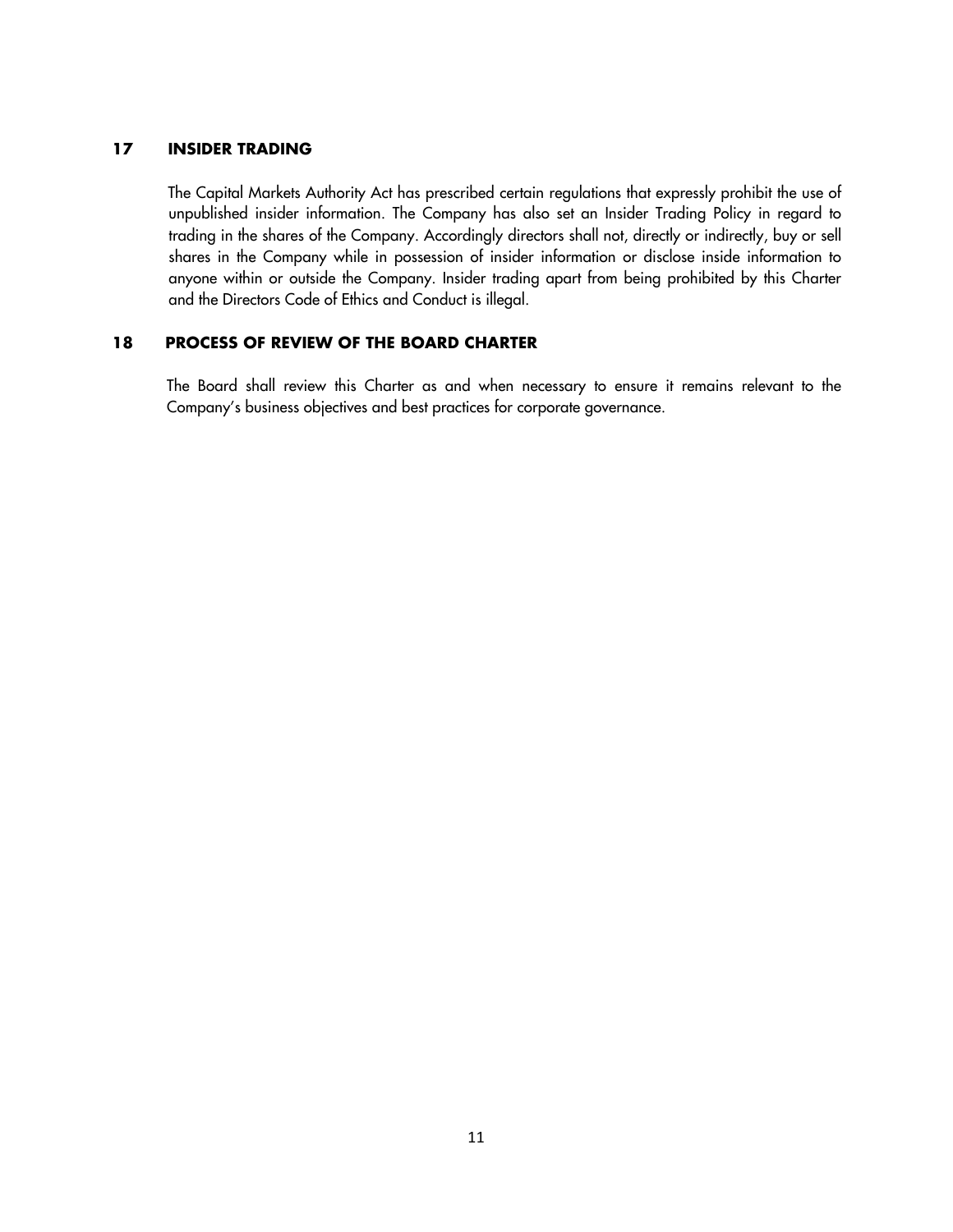## 17 INSIDER TRADING

The Capital Markets Authority Act has prescribed certain regulations that expressly prohibit the use of unpublished insider information. The Company has also set an Insider Trading Policy in regard to trading in the shares of the Company. Accordingly directors shall not, directly or indirectly, buy or sell shares in the Company while in possession of insider information or disclose inside information to anyone within or outside the Company. Insider trading apart from being prohibited by this Charter and the Directors Code of Ethics and Conduct is illegal.

## 18 PROCESS OF REVIEW OF THE BOARD CHARTER

The Board shall review this Charter as and when necessary to ensure it remains relevant to the Company's business objectives and best practices for corporate governance.